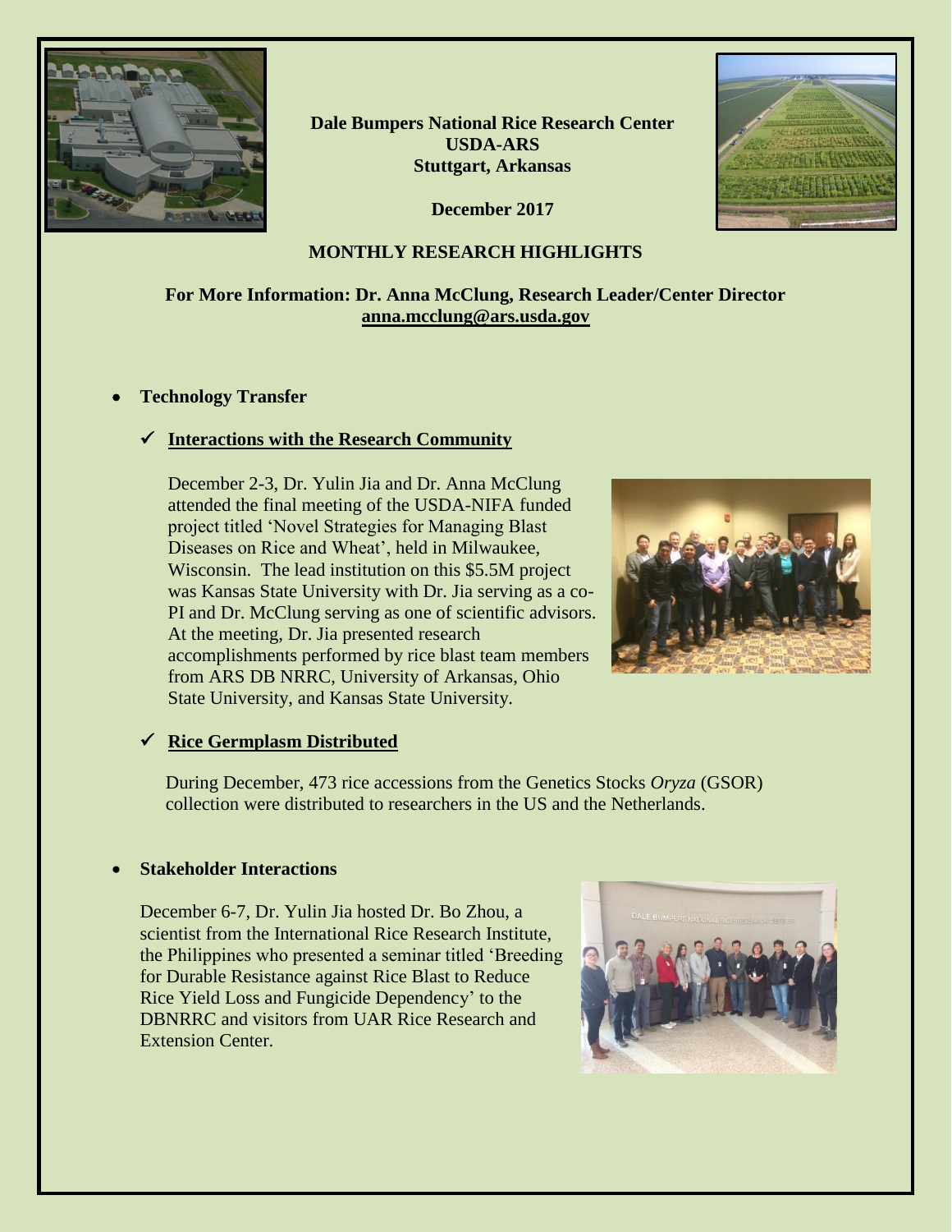**Dale Bumpers National Rice Research Center**
**USDA-ARS**
**Stuttgart, Arkansas**

**December 2017**

## MONTHLY RESEARCH HIGHLIGHTS

**For More Information: Dr. Anna McClung, Research Leader/Center Director**
**anna.mcclung@ars.usda.gov**

- **Technology Transfer**

  ✓ **Interactions with the Research Community**

  December 2-3, Dr. Yulin Jia and Dr. Anna McClung attended the final meeting of the USDA-NIFA funded project titled 'Novel Strategies for Managing Blast Diseases on Rice and Wheat', held in Milwaukee, Wisconsin. The lead institution on this $5.5M project was Kansas State University with Dr. Jia serving as a co-PI and Dr. McClung serving as one of scientific advisors. At the meeting, Dr. Jia presented research accomplishments performed by rice blast team members from ARS DB NRRC, University of Arkansas, Ohio State University, and Kansas State University.

  ✓ **Rice Germplasm Distributed**

  During December, 473 rice accessions from the Genetics Stocks *Oryza* (GSOR) collection were distributed to researchers in the US and the Netherlands.

- **Stakeholder Interactions**

  December 6-7, Dr. Yulin Jia hosted Dr. Bo Zhou, a scientist from the International Rice Research Institute, the Philippines who presented a seminar titled 'Breeding for Durable Resistance against Rice Blast to Reduce Rice Yield Loss and Fungicide Dependency' to the DBNRRC and visitors from UAR Rice Research and Extension Center.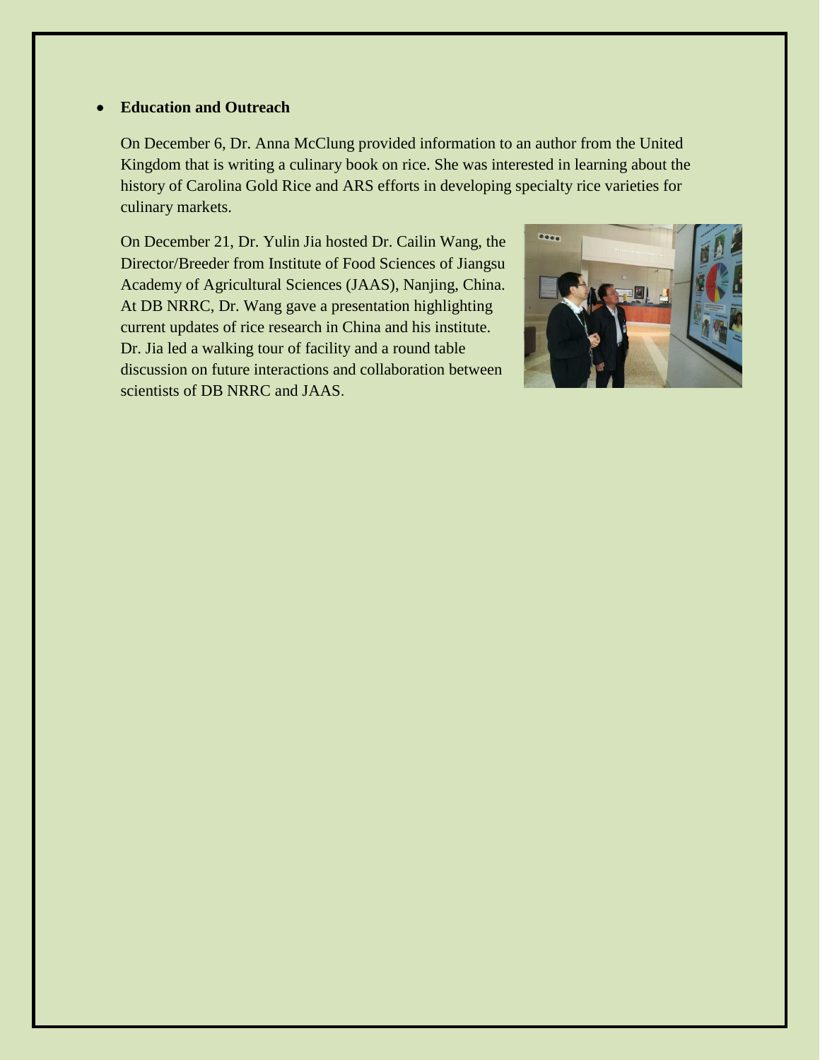- **Education and Outreach**

  On December 6, Dr. Anna McClung provided information to an author from the United Kingdom that is writing a culinary book on rice. She was interested in learning about the history of Carolina Gold Rice and ARS efforts in developing specialty rice varieties for culinary markets.

  On December 21, Dr. Yulin Jia hosted Dr. Cailin Wang, the Director/Breeder from Institute of Food Sciences of Jiangsu Academy of Agricultural Sciences (JAAS), Nanjing, China. At DB NRRC, Dr. Wang gave a presentation highlighting current updates of rice research in China and his institute. Dr. Jia led a walking tour of facility and a round table discussion on future interactions and collaboration between scientists of DB NRRC and JAAS.